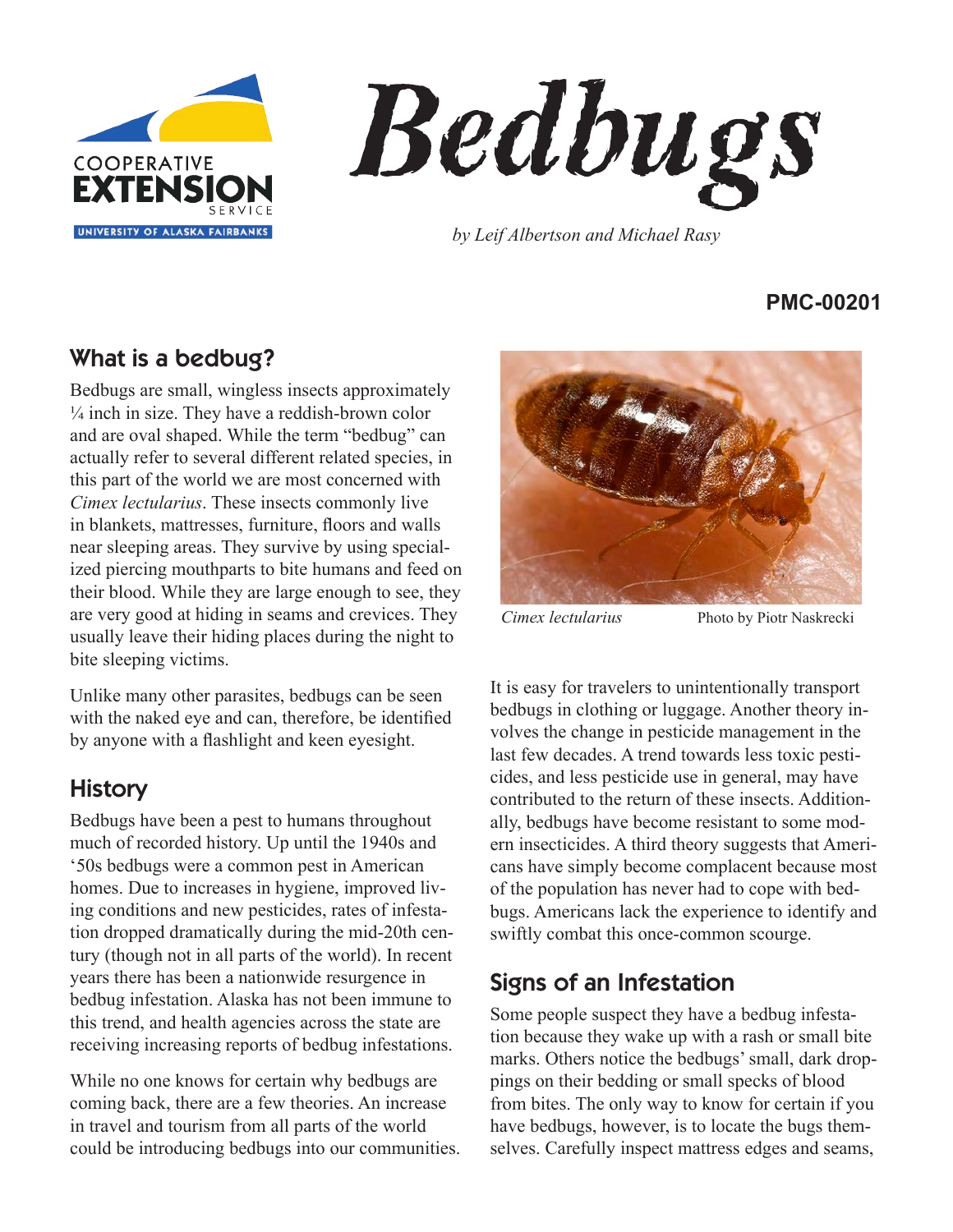# Bedbugs

*by Leif Albertson and Michael Rasy*

**PMC-00201**

## What is a bedbug?

Bedbugs are small, wingless insects approximately ¼ inch in size. They have a reddish-brown color and are oval shaped. While the term "bedbug" can actually refer to several different related species, in this part of the world we are most concerned with *Cimex lectularius*. These insects commonly live in blankets, mattresses, furniture, floors and walls near sleeping areas. They survive by using specialized piercing mouthparts to bite humans and feed on their blood. While they are large enough to see, they are very good at hiding in seams and crevices. They usually leave their hiding places during the night to bite sleeping victims.

Unlike many other parasites, bedbugs can be seen with the naked eye and can, therefore, be identified by anyone with a flashlight and keen eyesight.

*Cimex lectularius* Photo by Piotr Naskrecki

## History

Bedbugs have been a pest to humans throughout much of recorded history. Up until the 1940s and '50s bedbugs were a common pest in American homes. Due to increases in hygiene, improved living conditions and new pesticides, rates of infestation dropped dramatically during the mid-20th century (though not in all parts of the world). In recent years there has been a nationwide resurgence in bedbug infestation. Alaska has not been immune to this trend, and health agencies across the state are receiving increasing reports of bedbug infestations.

While no one knows for certain why bedbugs are coming back, there are a few theories. An increase in travel and tourism from all parts of the world could be introducing bedbugs into our communities. It is easy for travelers to unintentionally transport bedbugs in clothing or luggage. Another theory involves the change in pesticide management in the last few decades. A trend towards less toxic pesticides, and less pesticide use in general, may have contributed to the return of these insects. Additionally, bedbugs have become resistant to some modern insecticides. A third theory suggests that Americans have simply become complacent because most of the population has never had to cope with bedbugs. Americans lack the experience to identify and swiftly combat this once-common scourge.

## Signs of an Infestation

Some people suspect they have a bedbug infestation because they wake up with a rash or small bite marks. Others notice the bedbugs' small, dark droppings on their bedding or small specks of blood from bites. The only way to know for certain if you have bedbugs, however, is to locate the bugs themselves. Carefully inspect mattress edges and seams,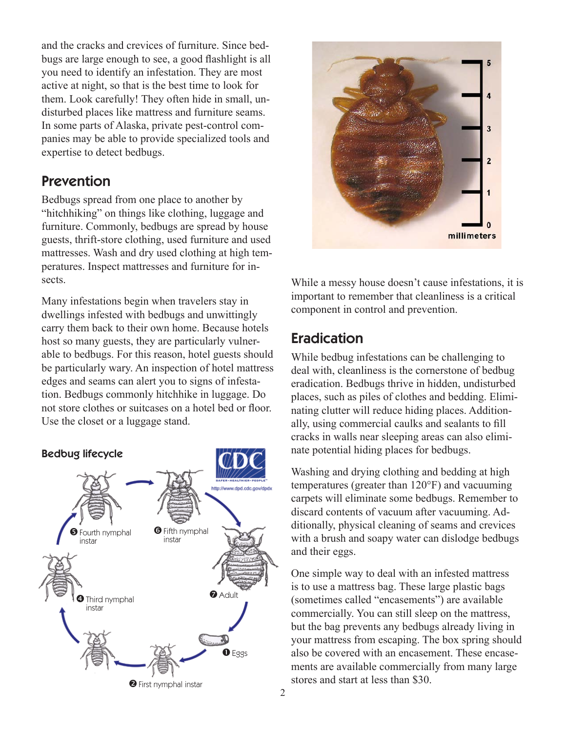and the cracks and crevices of furniture. Since bedbugs are large enough to see, a good flashlight is all you need to identify an infestation. They are most active at night, so that is the best time to look for them. Look carefully! They often hide in small, undisturbed places like mattress and furniture seams. In some parts of Alaska, private pest-control companies may be able to provide specialized tools and expertise to detect bedbugs.

## Prevention

Bedbugs spread from one place to another by "hitchhiking" on things like clothing, luggage and furniture. Commonly, bedbugs are spread by house guests, thrift-store clothing, used furniture and used mattresses. Wash and dry used clothing at high temperatures. Inspect mattresses and furniture for insects.

Many infestations begin when travelers stay in dwellings infested with bedbugs and unwittingly carry them back to their own home. Because hotels host so many guests, they are particularly vulnerable to bedbugs. For this reason, hotel guests should be particularly wary. An inspection of hotel mattress edges and seams can alert you to signs of infestation. Bedbugs commonly hitchhike in luggage. Do not store clothes or suitcases on a hotel bed or floor. Use the closet or a luggage stand.

**Bedbug lifecycle**

While a messy house doesn't cause infestations, it is important to remember that cleanliness is a critical component in control and prevention.

## Eradication

While bedbug infestations can be challenging to deal with, cleanliness is the cornerstone of bedbug eradication. Bedbugs thrive in hidden, undisturbed places, such as piles of clothes and bedding. Eliminating clutter will reduce hiding places. Additionally, using commercial caulks and sealants to fill cracks in walls near sleeping areas can also eliminate potential hiding places for bedbugs.

Washing and drying clothing and bedding at high temperatures (greater than 120°F) and vacuuming carpets will eliminate some bedbugs. Remember to discard contents of vacuum after vacuuming. Additionally, physical cleaning of seams and crevices with a brush and soapy water can dislodge bedbugs and their eggs.

One simple way to deal with an infested mattress is to use a mattress bag. These large plastic bags (sometimes called "encasements") are available commercially. You can still sleep on the mattress, but the bag prevents any bedbugs already living in your mattress from escaping. The box spring should also be covered with an encasement. These encasements are available commercially from many large stores and start at less than $30.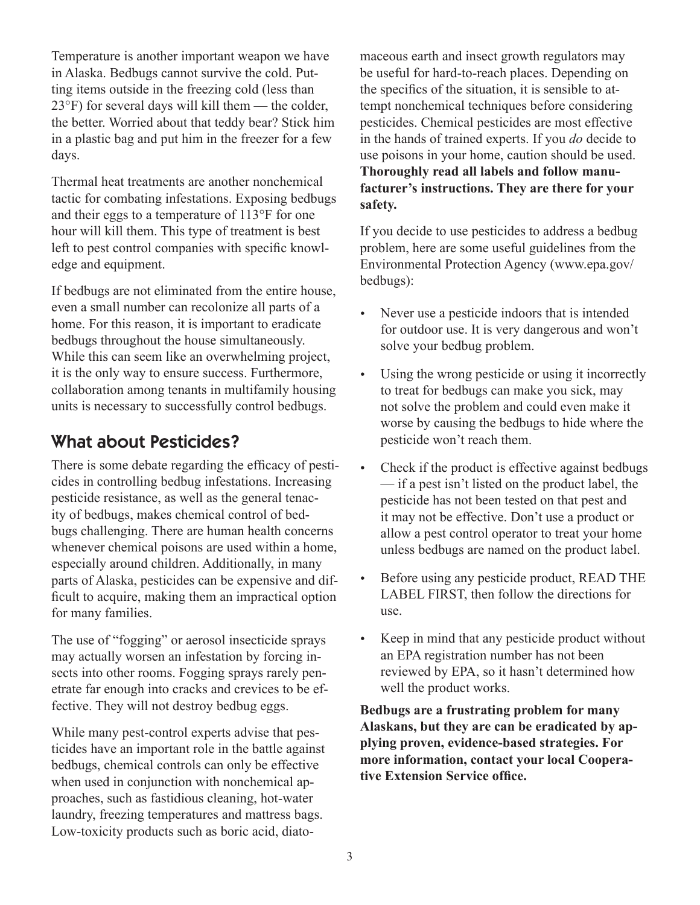Temperature is another important weapon we have in Alaska. Bedbugs cannot survive the cold. Putting items outside in the freezing cold (less than 23°F) for several days will kill them — the colder, the better. Worried about that teddy bear? Stick him in a plastic bag and put him in the freezer for a few days.

Thermal heat treatments are another nonchemical tactic for combating infestations. Exposing bedbugs and their eggs to a temperature of 113°F for one hour will kill them. This type of treatment is best left to pest control companies with specific knowledge and equipment.

If bedbugs are not eliminated from the entire house, even a small number can recolonize all parts of a home. For this reason, it is important to eradicate bedbugs throughout the house simultaneously. While this can seem like an overwhelming project, it is the only way to ensure success. Furthermore, collaboration among tenants in multifamily housing units is necessary to successfully control bedbugs.

## What about Pesticides?

There is some debate regarding the efficacy of pesticides in controlling bedbug infestations. Increasing pesticide resistance, as well as the general tenacity of bedbugs, makes chemical control of bedbugs challenging. There are human health concerns whenever chemical poisons are used within a home, especially around children. Additionally, in many parts of Alaska, pesticides can be expensive and difficult to acquire, making them an impractical option for many families.

The use of "fogging" or aerosol insecticide sprays may actually worsen an infestation by forcing insects into other rooms. Fogging sprays rarely penetrate far enough into cracks and crevices to be effective. They will not destroy bedbug eggs.

While many pest-control experts advise that pesticides have an important role in the battle against bedbugs, chemical controls can only be effective when used in conjunction with nonchemical approaches, such as fastidious cleaning, hot-water laundry, freezing temperatures and mattress bags. Low-toxicity products such as boric acid, diatomaceous earth and insect growth regulators may be useful for hard-to-reach places. Depending on the specifics of the situation, it is sensible to attempt nonchemical techniques before considering pesticides. Chemical pesticides are most effective in the hands of trained experts. If you *do* decide to use poisons in your home, caution should be used. **Thoroughly read all labels and follow manufacturer's instructions. They are there for your safety.**

If you decide to use pesticides to address a bedbug problem, here are some useful guidelines from the Environmental Protection Agency (www.epa.gov/bedbugs):

- Never use a pesticide indoors that is intended for outdoor use. It is very dangerous and won't solve your bedbug problem.
- Using the wrong pesticide or using it incorrectly to treat for bedbugs can make you sick, may not solve the problem and could even make it worse by causing the bedbugs to hide where the pesticide won't reach them.
- Check if the product is effective against bedbugs — if a pest isn't listed on the product label, the pesticide has not been tested on that pest and it may not be effective. Don't use a product or allow a pest control operator to treat your home unless bedbugs are named on the product label.
- Before using any pesticide product, READ THE LABEL FIRST, then follow the directions for use.
- Keep in mind that any pesticide product without an EPA registration number has not been reviewed by EPA, so it hasn't determined how well the product works.

**Bedbugs are a frustrating problem for many Alaskans, but they are can be eradicated by applying proven, evidence-based strategies. For more information, contact your local Cooperative Extension Service office.**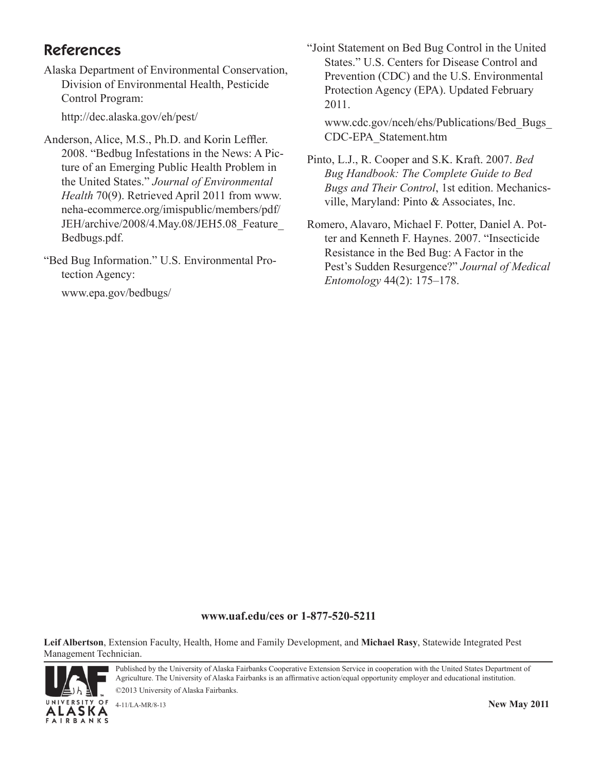## References

Alaska Department of Environmental Conservation, Division of Environmental Health, Pesticide Control Program:

http://dec.alaska.gov/eh/pest/

Anderson, Alice, M.S., Ph.D. and Korin Leffler. 2008. "Bedbug Infestations in the News: A Picture of an Emerging Public Health Problem in the United States." *Journal of Environmental Health* 70(9). Retrieved April 2011 from www.neha-ecommerce.org/imispublic/members/pdf/JEH/archive/2008/4.May.08/JEH5.08_Feature_Bedbugs.pdf.

"Bed Bug Information." U.S. Environmental Protection Agency:

www.epa.gov/bedbugs/

"Joint Statement on Bed Bug Control in the United States." U.S. Centers for Disease Control and Prevention (CDC) and the U.S. Environmental Protection Agency (EPA). Updated February 2011.

www.cdc.gov/nceh/ehs/Publications/Bed_Bugs_CDC-EPA_Statement.htm

Pinto, L.J., R. Cooper and S.K. Kraft. 2007. *Bed Bug Handbook: The Complete Guide to Bed Bugs and Their Control*, 1st edition. Mechanicsville, Maryland: Pinto & Associates, Inc.

Romero, Alavaro, Michael F. Potter, Daniel A. Potter and Kenneth F. Haynes. 2007. "Insecticide Resistance in the Bed Bug: A Factor in the Pest's Sudden Resurgence?" *Journal of Medical Entomology* 44(2): 175–178.

**www.uaf.edu/ces or 1-877-520-5211**

**Leif Albertson**, Extension Faculty, Health, Home and Family Development, and **Michael Rasy**, Statewide Integrated Pest Management Technician.

Published by the University of Alaska Fairbanks Cooperative Extension Service in cooperation with the United States Department of Agriculture. The University of Alaska Fairbanks is an affirmative action/equal opportunity employer and educational institution.

©2013 University of Alaska Fairbanks.

4-11/LA-MR/8-13

**New May 2011**